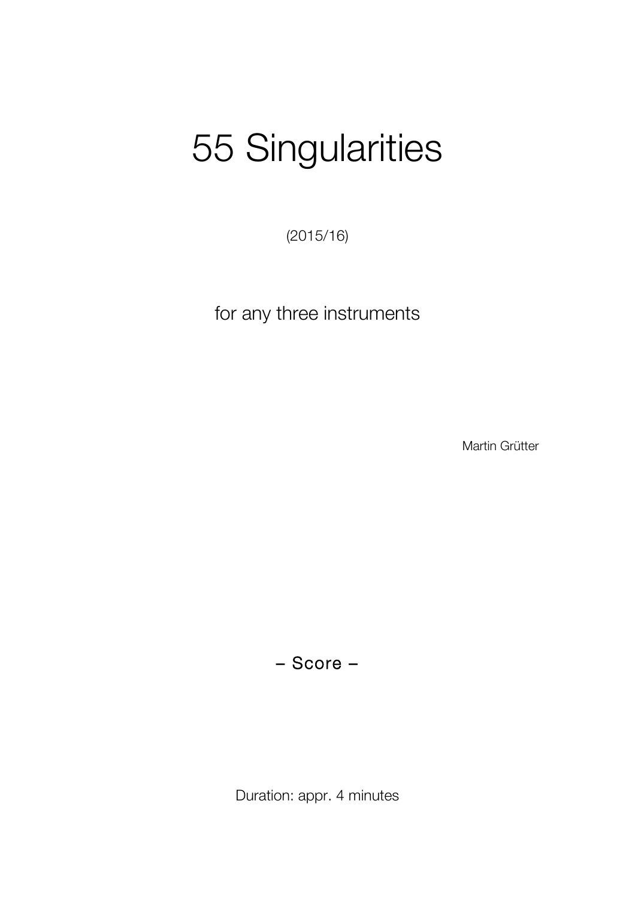# 55 Singularities

(2015/16)

for any three instruments

Martin Grütter

– Score –

Duration: appr. 4 minutes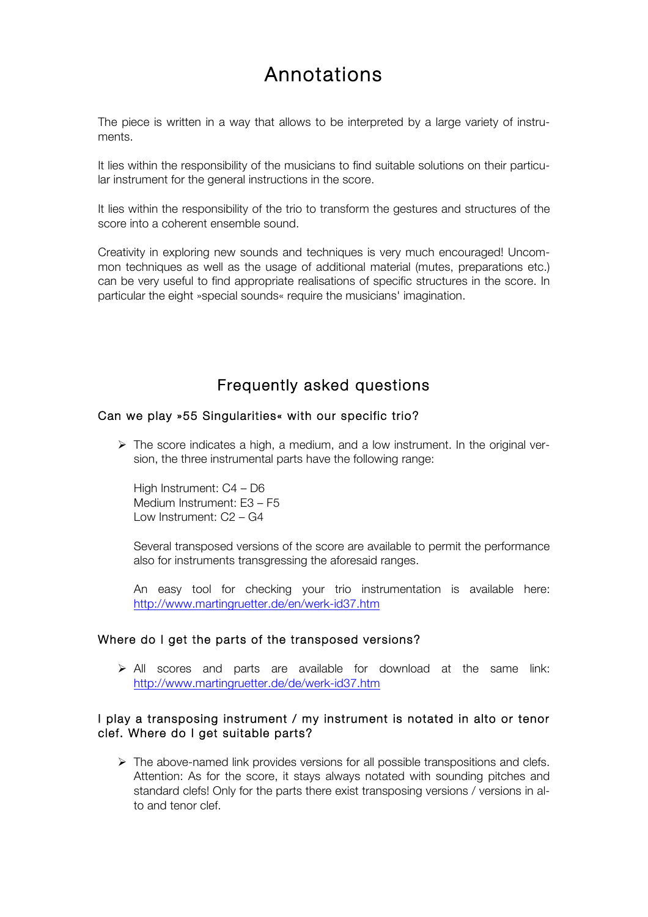# Annotations

The piece is written in a way that allows to be interpreted by a large variety of instruments.

It lies within the responsibility of the musicians to find suitable solutions on their particular instrument for the general instructions in the score.

It lies within the responsibility of the trio to transform the gestures and structures of the score into a coherent ensemble sound.

Creativity in exploring new sounds and techniques is very much encouraged! Uncommon techniques as well as the usage of additional material (mutes, preparations etc.) can be very useful to find appropriate realisations of specific structures in the score. In particular the eight »special sounds« require the musicians' imagination.

# Frequently asked questions

### Can we play »55 Singularities« with our specific trio?

- The score indicates a high, a medium, and a low instrument. In the original version, the three instrumental parts have the following range:

  High Instrument: C4 – D6
  Medium Instrument: E3 – F5
  Low Instrument: C2 – G4

  Several transposed versions of the score are available to permit the performance also for instruments transgressing the aforesaid ranges.

  An easy tool for checking your trio instrumentation is available here: [http://www.martingruetter.de/en/werk-id37.htm](http://www.martingruetter.de/en/werk-id37.htm)

### Where do I get the parts of the transposed versions?

- All scores and parts are available for download at the same link: [http://www.martingruetter.de/de/werk-id37.htm](http://www.martingruetter.de/de/werk-id37.htm)

### I play a transposing instrument / my instrument is notated in alto or tenor clef. Where do I get suitable parts?

- The above-named link provides versions for all possible transpositions and clefs. Attention: As for the score, it stays always notated with sounding pitches and standard clefs! Only for the parts there exist transposing versions / versions in alto and tenor clef.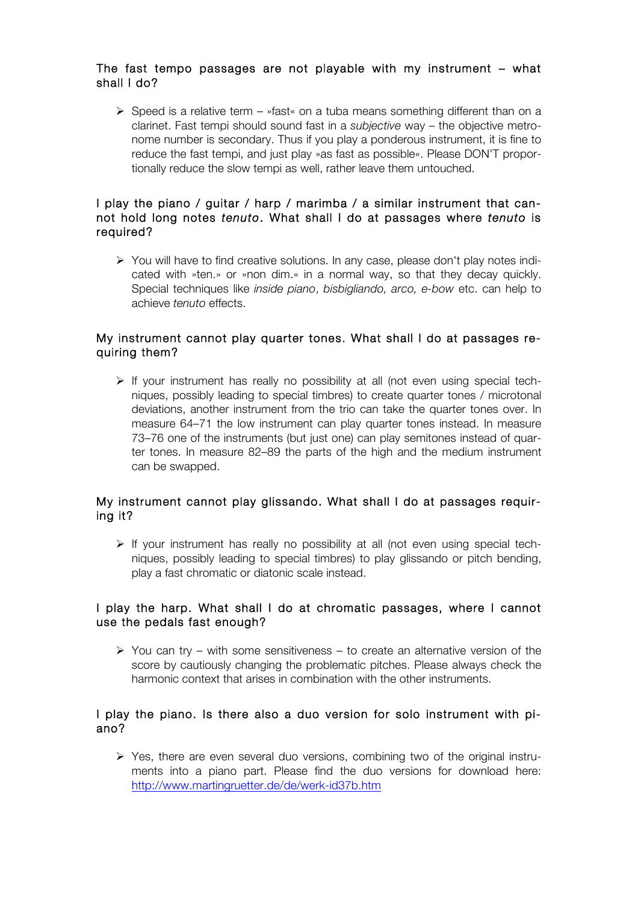### The fast tempo passages are not playable with my instrument – what shall I do?

- Speed is a relative term – »fast« on a tuba means something different than on a clarinet. Fast tempi should sound fast in a *subjective* way – the objective metronome number is secondary. Thus if you play a ponderous instrument, it is fine to reduce the fast tempi, and just play »as fast as possible«. Please DON'T proportionally reduce the slow tempi as well, rather leave them untouched.

### I play the piano / guitar / harp / marimba / a similar instrument that cannot hold long notes *tenuto*. What shall I do at passages where *tenuto* is required?

- You will have to find creative solutions. In any case, please don't play notes indicated with »ten.» or »non dim.« in a normal way, so that they decay quickly. Special techniques like *inside piano*, *bisbigliando, arco, e-bow* etc. can help to achieve *tenuto* effects.

### My instrument cannot play quarter tones. What shall I do at passages requiring them?

- If your instrument has really no possibility at all (not even using special techniques, possibly leading to special timbres) to create quarter tones / microtonal deviations, another instrument from the trio can take the quarter tones over. In measure 64–71 the low instrument can play quarter tones instead. In measure 73–76 one of the instruments (but just one) can play semitones instead of quarter tones. In measure 82–89 the parts of the high and the medium instrument can be swapped.

### My instrument cannot play glissando. What shall I do at passages requiring it?

- If your instrument has really no possibility at all (not even using special techniques, possibly leading to special timbres) to play glissando or pitch bending, play a fast chromatic or diatonic scale instead.

### I play the harp. What shall I do at chromatic passages, where I cannot use the pedals fast enough?

- You can try – with some sensitiveness – to create an alternative version of the score by cautiously changing the problematic pitches. Please always check the harmonic context that arises in combination with the other instruments.

### I play the piano. Is there also a duo version for solo instrument with piano?

- Yes, there are even several duo versions, combining two of the original instruments into a piano part. Please find the duo versions for download here: [http://www.martingruetter.de/de/werk-id37b.htm](http://www.martingruetter.de/de/werk-id37b.htm)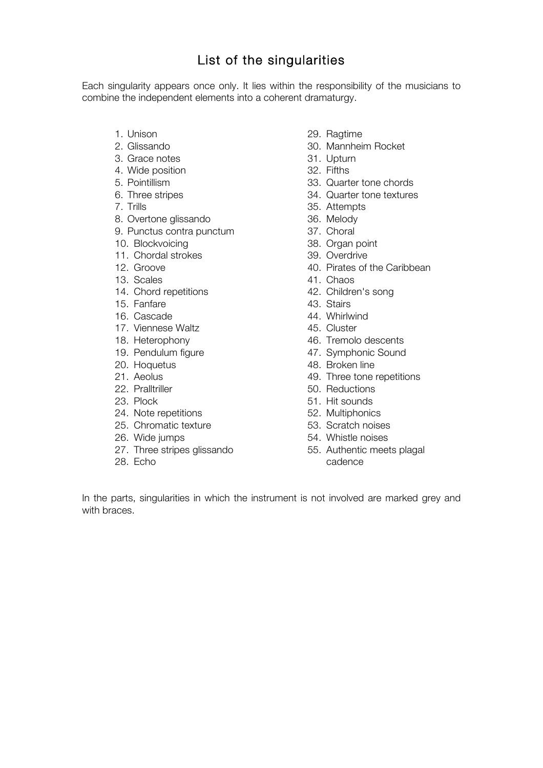# List of the singularities

Each singularity appears once only. It lies within the responsibility of the musicians to combine the independent elements into a coherent dramaturgy.

1. Unison
2. Glissando
3. Grace notes
4. Wide position
5. Pointillism
6. Three stripes
7. Trills
8. Overtone glissando
9. Punctus contra punctum
10. Blockvoicing
11. Chordal strokes
12. Groove
13. Scales
14. Chord repetitions
15. Fanfare
16. Cascade
17. Viennese Waltz
18. Heterophony
19. Pendulum figure
20. Hoquetus
21. Aeolus
22. Pralltriller
23. Plock
24. Note repetitions
25. Chromatic texture
26. Wide jumps
27. Three stripes glissando
28. Echo
29. Ragtime
30. Mannheim Rocket
31. Upturn
32. Fifths
33. Quarter tone chords
34. Quarter tone textures
35. Attempts
36. Melody
37. Choral
38. Organ point
39. Overdrive
40. Pirates of the Caribbean
41. Chaos
42. Children's song
43. Stairs
44. Whirlwind
45. Cluster
46. Tremolo descents
47. Symphonic Sound
48. Broken line
49. Three tone repetitions
50. Reductions
51. Hit sounds
52. Multiphonics
53. Scratch noises
54. Whistle noises
55. Authentic meets plagal cadence

In the parts, singularities in which the instrument is not involved are marked grey and with braces.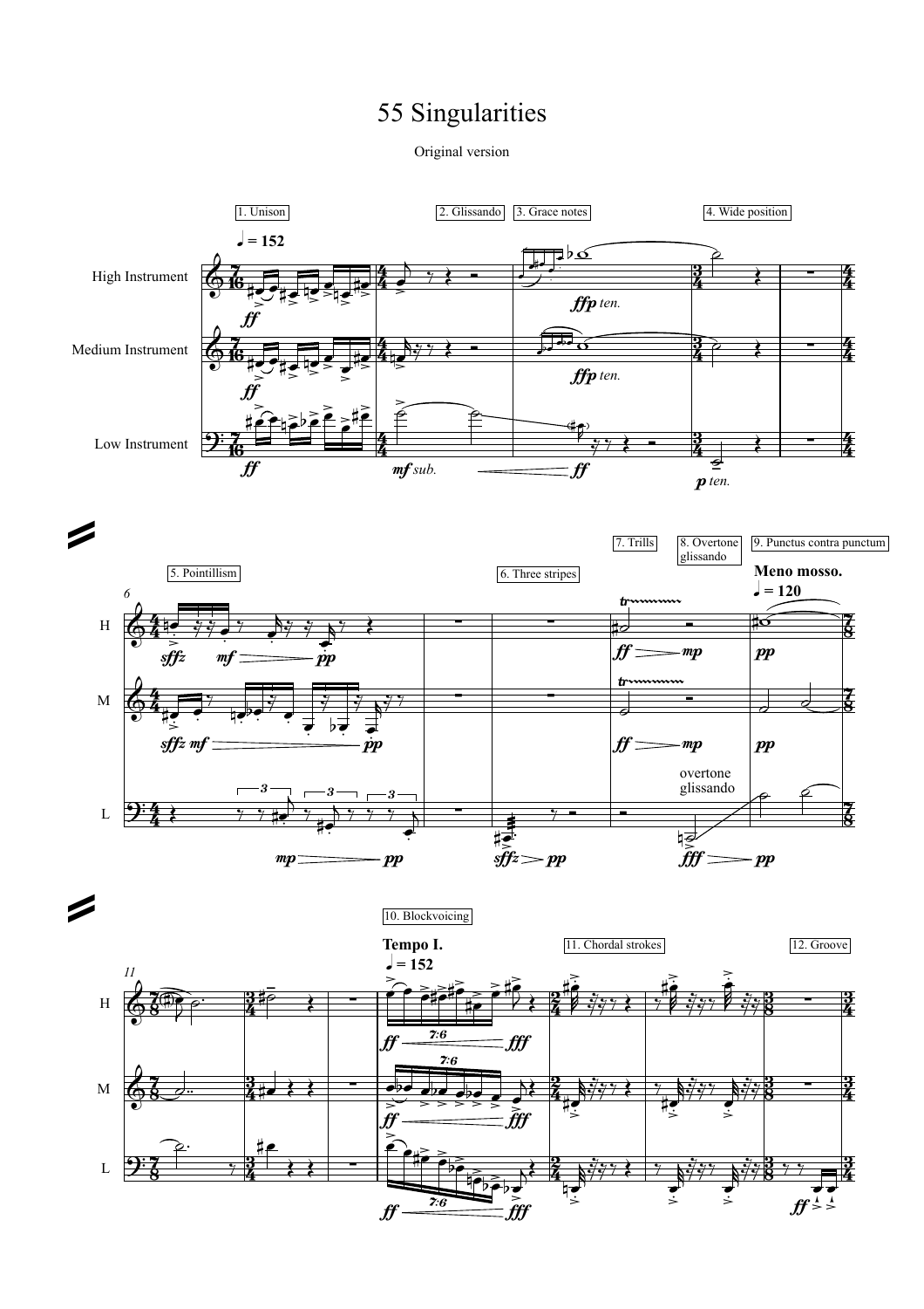# 55 Singularities

Original version

1. Unison

2. Glissando

3. Grace notes

4. Wide position

♩ = 152

High Instrument

Medium Instrument

Low Instrument

*ff* *ffp ten.* *mf sub.* *p ten.*

5. Pointillism

6. Three stripes

7. Trills

8. Overtone glissando

9. Punctus contra punctum

**Meno mosso.** ♩ = 120

H

M

L

*sffz* *mf* *pp* *ff* *mp* *sffz* *fff*

overtone glissando

10. Blockvoicing

11. Chordal strokes

12. Groove

**Tempo I.** ♩ = 152

*ff* *fff*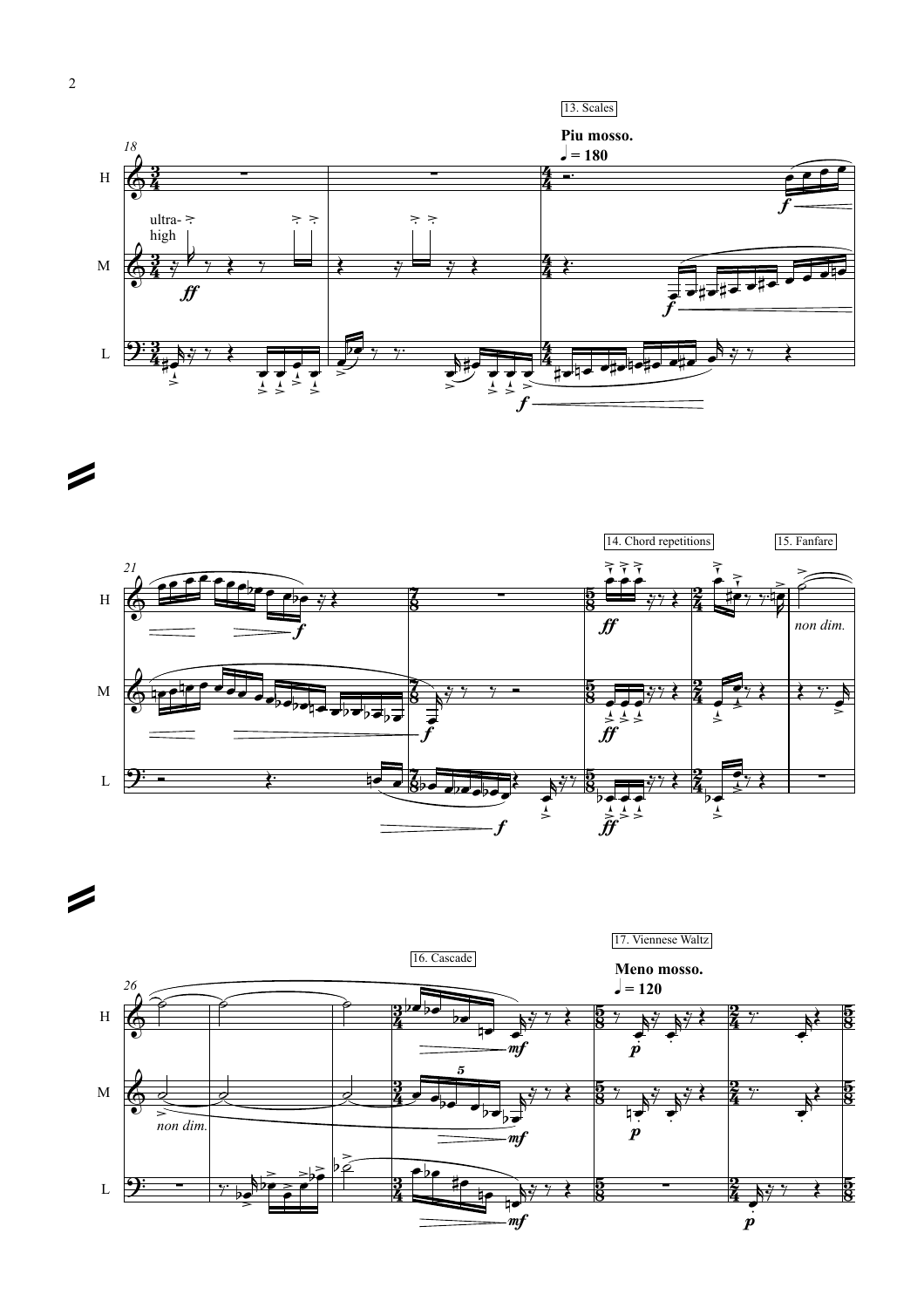13. Scales

**Piu mosso.**

♩ = 180

14. Chord repetitions

15. Fanfare

16. Cascade

17. Viennese Waltz

**Meno mosso.**

♩ = 120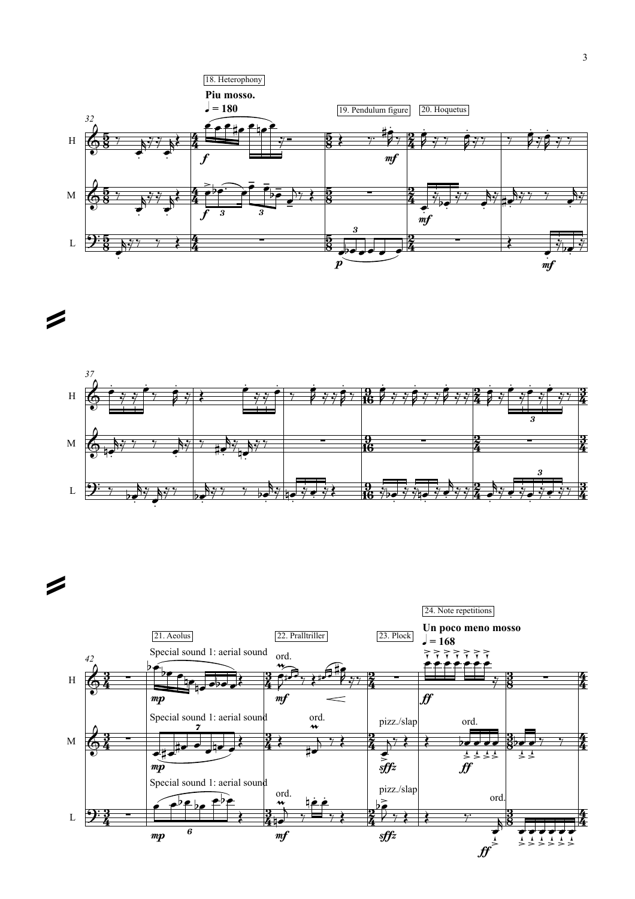18. Heterophony

**Piu mosso.**

♩ = 180

19. Pendulum figure

20. Hoquetus

21. Aeolus

Special sound 1: aerial sound

22. Pralltriller

ord.

23. Plock

pizz./slap

24. Note repetitions

**Un poco meno mosso**

♩ = 168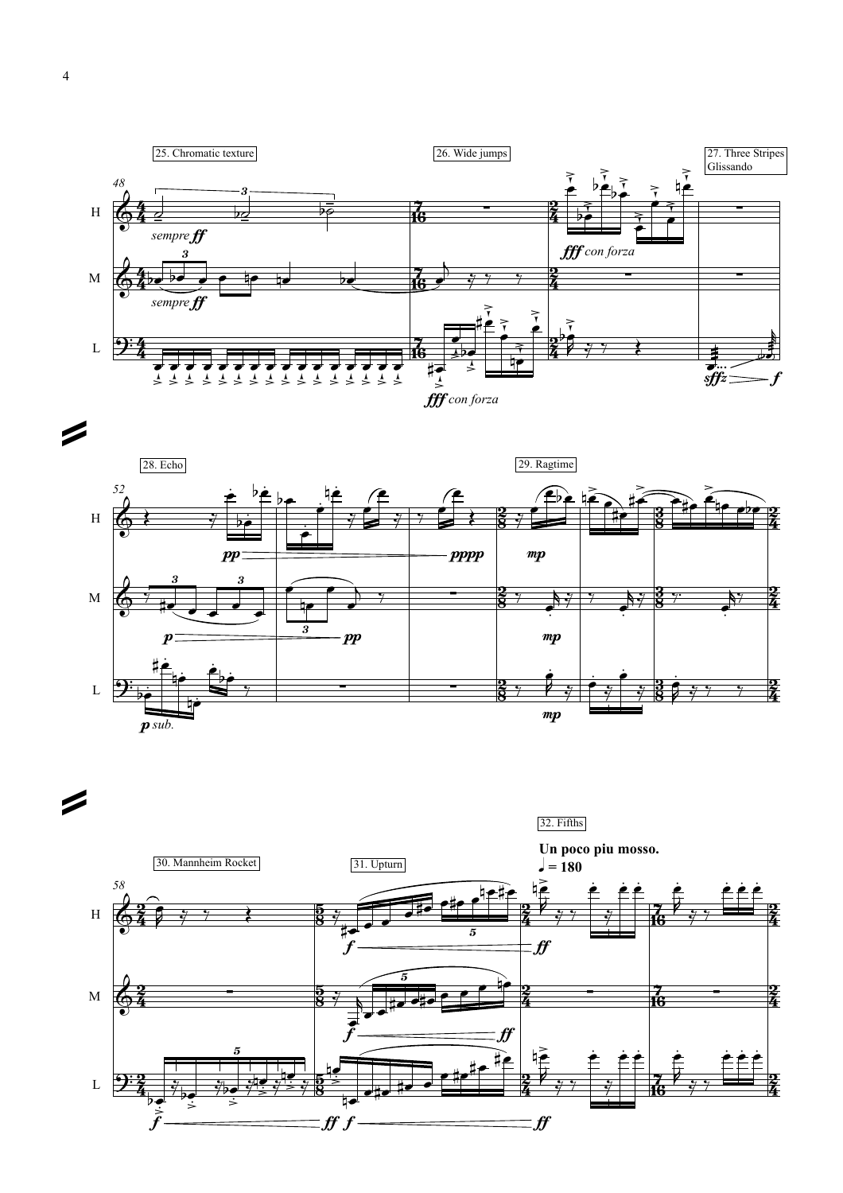25. Chromatic texture

26. Wide jumps

27. Three Stripes Glissando

28. Echo

29. Ragtime

30. Mannheim Rocket

31. Upturn

32. Fifths

**Un poco piu mosso.**

**♩ = 180**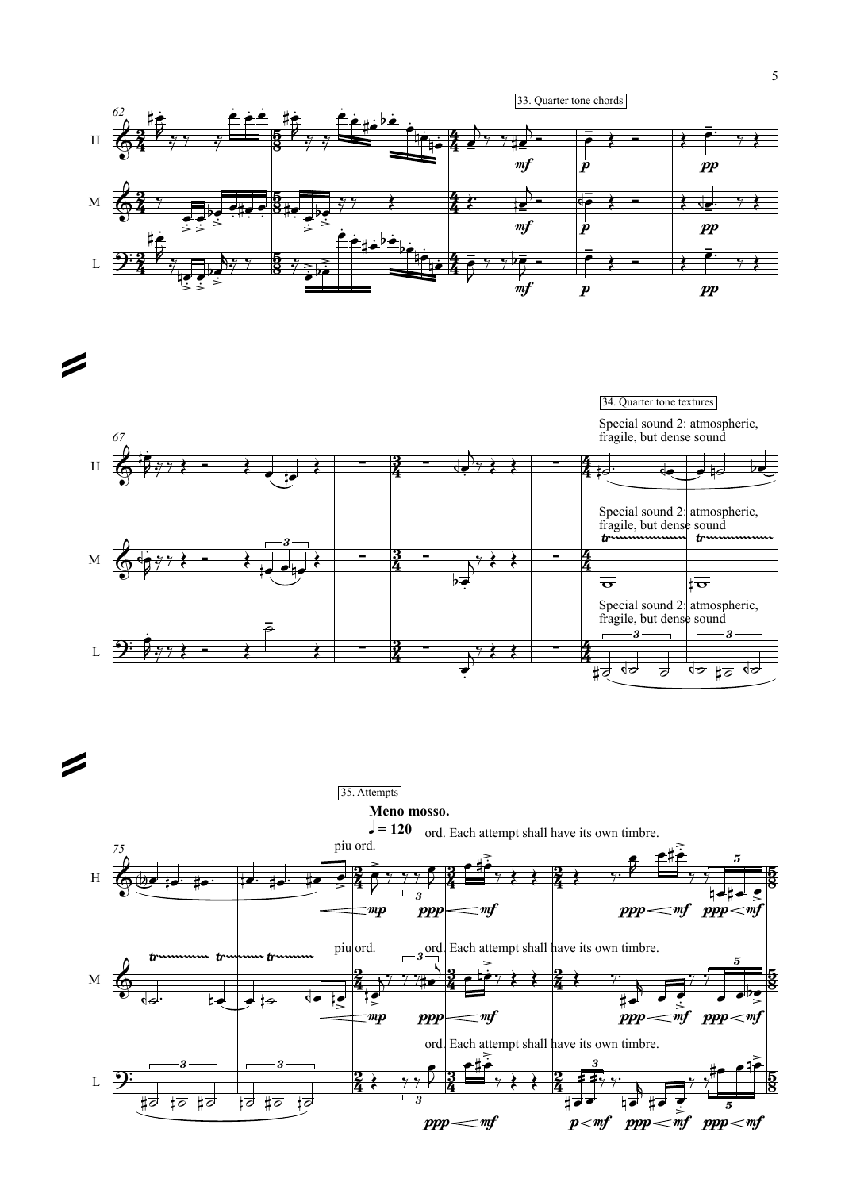33. Quarter tone chords

34. Quarter tone textures

Special sound 2: atmospheric, fragile, but dense sound

Special sound 2: atmospheric, fragile, but dense sound

Special sound 2: atmospheric, fragile, but dense sound

35. Attempts

**Meno mosso.**

♩ = 120

piu ord.

ord. Each attempt shall have its own timbre.

piu ord.

ord. Each attempt shall have its own timbre.

ord. Each attempt shall have its own timbre.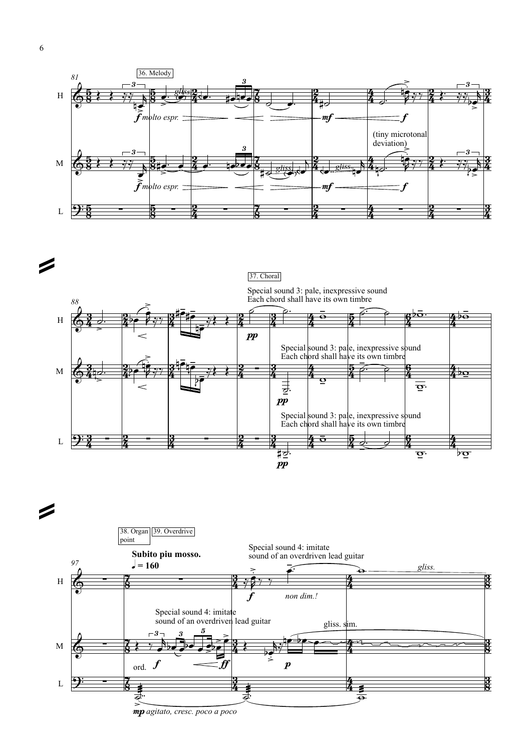36. Melody

*molto espr.*

(tiny microtonal deviation)

37. Choral

Special sound 3: pale, inexpressive sound
Each chord shall have its own timbre

38. Organ point

39. Overdrive

**Subito piu mosso.**

♩ = 160

Special sound 4: imitate sound of an overdriven lead guitar

*non dim.!*

gliss. sim.

ord.

*mp agitato, cresc. poco a poco*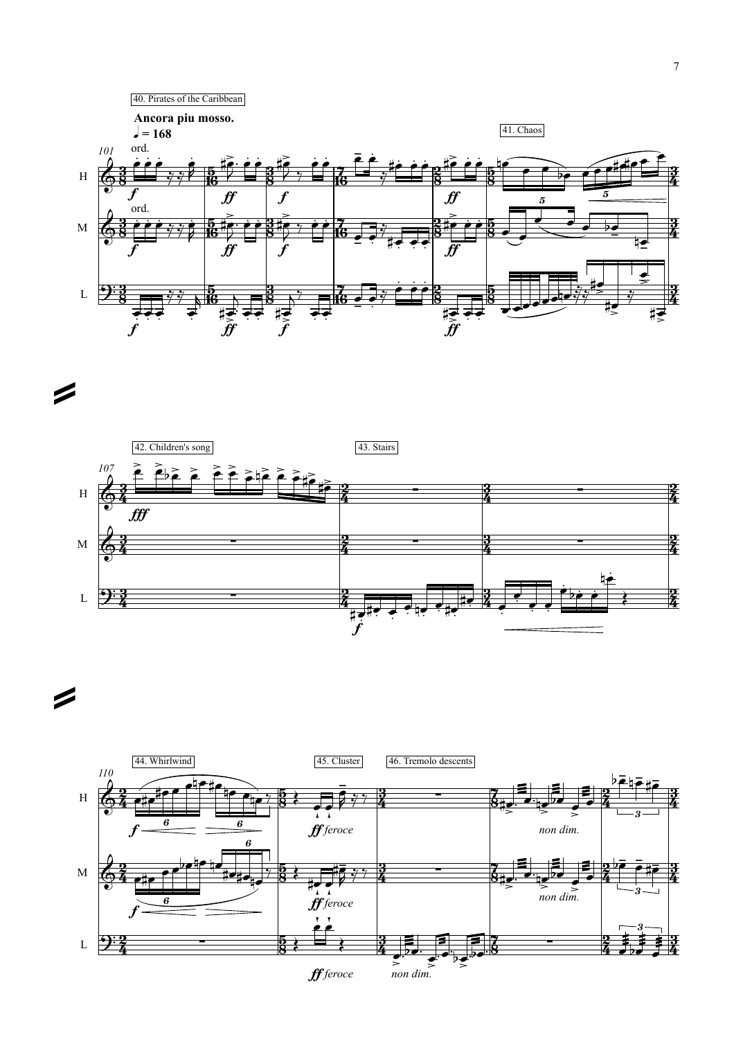40. Pirates of the Caribbean

**Ancora piu mosso.**

♩ = 168

41. Chaos

42. Children's song

43. Stairs

44. Whirlwind

45. Cluster

46. Tremolo descents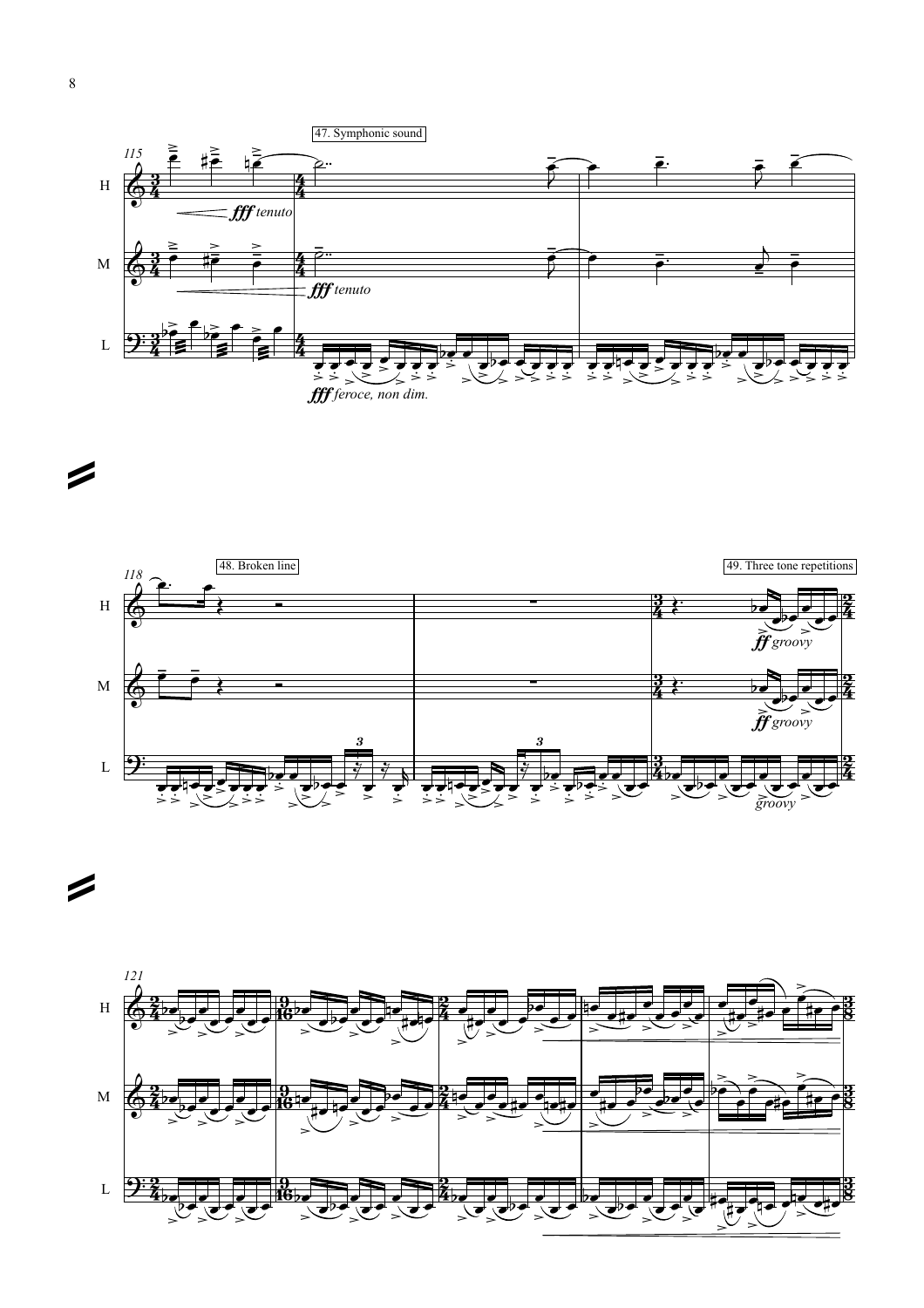47. Symphonic sound

48. Broken line

49. Three tone repetitions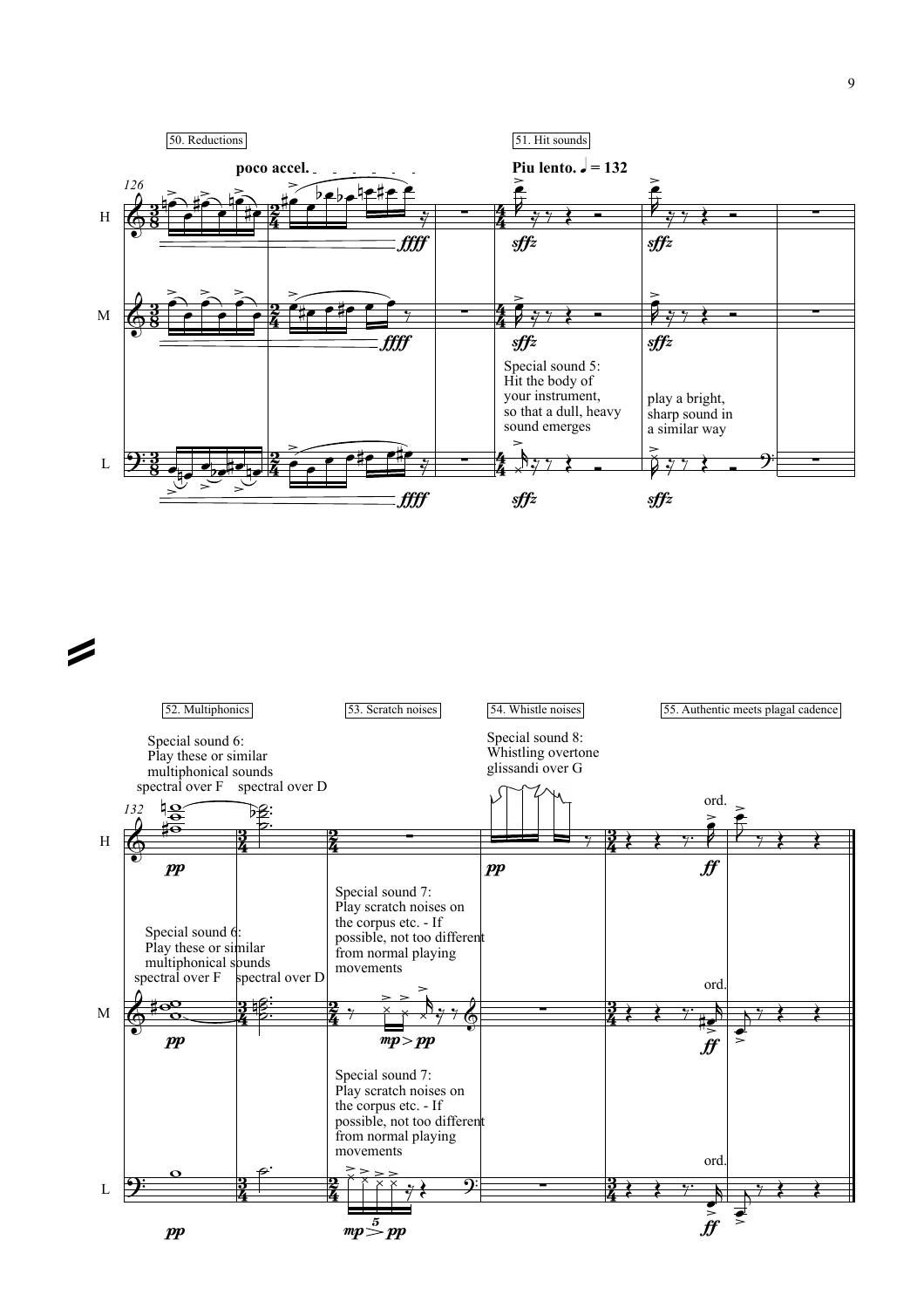50. Reductions

51. Hit sounds

poco accel.

Piu lento. ♩ = 132

Special sound 5:
Hit the body of your instrument, so that a dull, heavy sound emerges

play a bright, sharp sound in a similar way

52. Multiphonics

53. Scratch noises

54. Whistle noises

55. Authentic meets plagal cadence

Special sound 6:
Play these or similar multiphonical sounds
spectral over F spectral over D

Special sound 7:
Play scratch noises on the corpus etc. - If possible, not too different from normal playing movements

Special sound 8:
Whistling overtone glissandi over G

ord.